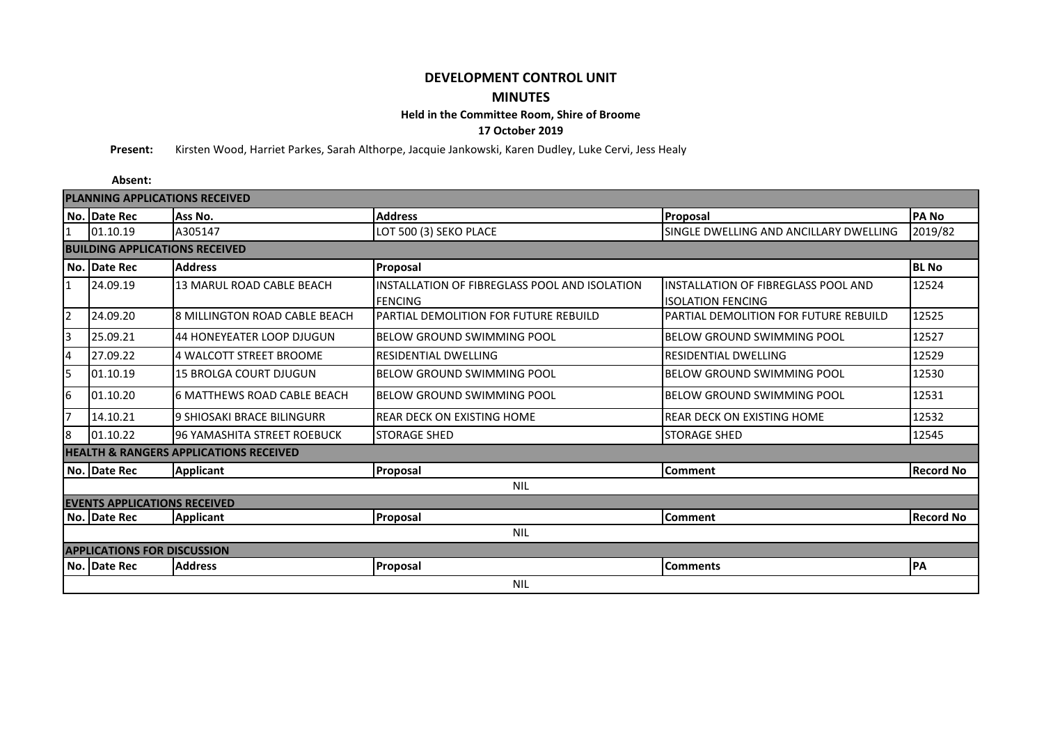# DEVELOPMENT CONTROL UNIT

## MINUTES

### Held in the Committee Room, Shire of Broome

### 17 October 2019

**Present:** Kirsten Wood, Harriet Parkes, Sarah Althorpe, Jacquie Jankowski, Karen Dudley, Luke Cervi, Jess Healy

**Absent:**

**PLANNING APPLICATIONS RECEIVED**

| No. | Date Rec | Ass No. | Address | Proposal | PA No |
|---|---|---|---|---|---|
| 1 | 01.10.19 | A305147 | LOT 500 (3) SEKO PLACE | SINGLE DWELLING AND ANCILLARY DWELLING | 2019/82 |

**BUILDING APPLICATIONS RECEIVED**

| No. | Date Rec | Address | Proposal | | BL No |
|---|---|---|---|---|---|
| 1 | 24.09.19 | 13 MARUL ROAD CABLE BEACH | INSTALLATION OF FIBREGLASS POOL AND ISOLATION FENCING | INSTALLATION OF FIBREGLASS POOL AND ISOLATION FENCING | 12524 |
| 2 | 24.09.20 | 8 MILLINGTON ROAD CABLE BEACH | PARTIAL DEMOLITION FOR FUTURE REBUILD | PARTIAL DEMOLITION FOR FUTURE REBUILD | 12525 |
| 3 | 25.09.21 | 44 HONEYEATER LOOP DJUGUN | BELOW GROUND SWIMMING POOL | BELOW GROUND SWIMMING POOL | 12527 |
| 4 | 27.09.22 | 4 WALCOTT STREET BROOME | RESIDENTIAL DWELLING | RESIDENTIAL DWELLING | 12529 |
| 5 | 01.10.19 | 15 BROLGA COURT DJUGUN | BELOW GROUND SWIMMING POOL | BELOW GROUND SWIMMING POOL | 12530 |
| 6 | 01.10.20 | 6 MATTHEWS ROAD CABLE BEACH | BELOW GROUND SWIMMING POOL | BELOW GROUND SWIMMING POOL | 12531 |
| 7 | 14.10.21 | 9 SHIOSAKI BRACE BILINGURR | REAR DECK ON EXISTING HOME | REAR DECK ON EXISTING HOME | 12532 |
| 8 | 01.10.22 | 96 YAMASHITA STREET ROEBUCK | STORAGE SHED | STORAGE SHED | 12545 |

**HEALTH & RANGERS APPLICATIONS RECEIVED**

| No. | Date Rec | Applicant | Proposal | Comment | Record No |
|---|---|---|---|---|---|
| | | | NIL | | |

**EVENTS APPLICATIONS RECEIVED**

| No. | Date Rec | Applicant | Proposal | Comment | Record No |
|---|---|---|---|---|---|
| | | | NIL | | |

**APPLICATIONS FOR DISCUSSION**

| No. | Date Rec | Address | Proposal | Comments | PA |
|---|---|---|---|---|---|
| | | | NIL | | |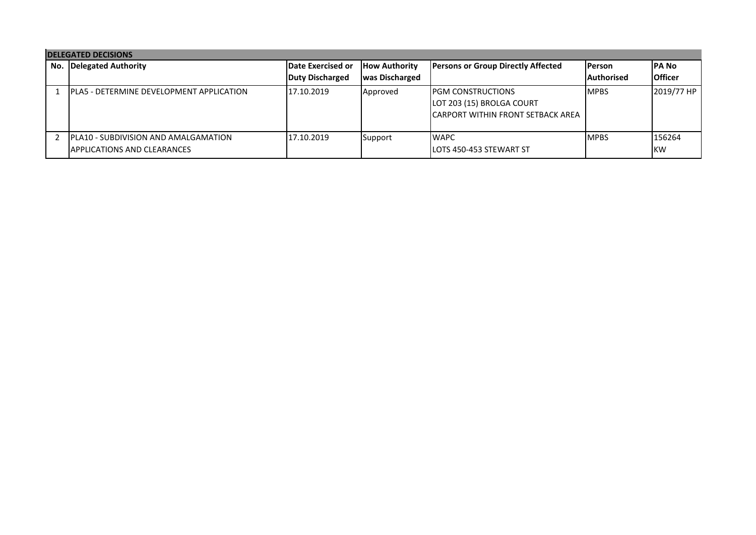**DELEGATED DECISIONS**

| No. | Delegated Authority | Date Exercised or Duty Discharged | How Authority was Discharged | Persons or Group Directly Affected | Person Authorised | PA No Officer |
|---|---|---|---|---|---|---|
| 1 | PLA5 - DETERMINE DEVELOPMENT APPLICATION | 17.10.2019 | Approved | PGM CONSTRUCTIONS<br>LOT 203 (15) BROLGA COURT<br>CARPORT WITHIN FRONT SETBACK AREA | MPBS | 2019/77 HP |
| 2 | PLA10 - SUBDIVISION AND AMALGAMATION APPLICATIONS AND CLEARANCES | 17.10.2019 | Support | WAPC<br>LOTS 450-453 STEWART ST | MPBS | 156264<br>KW |